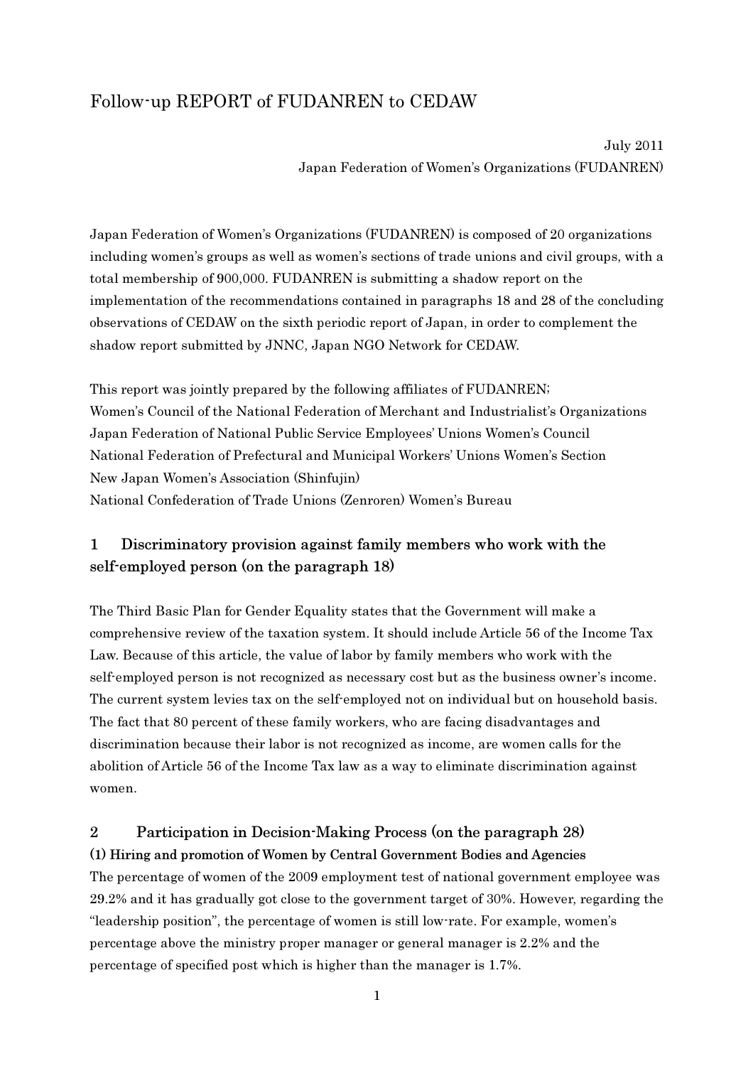# Follow-up REPORT of FUDANREN to CEDAW

July 2011

Japan Federation of Women's Organizations (FUDANREN)

Japan Federation of Women's Organizations (FUDANREN) is composed of 20 organizations including women's groups as well as women's sections of trade unions and civil groups, with a total membership of 900,000. FUDANREN is submitting a shadow report on the implementation of the recommendations contained in paragraphs 18 and 28 of the concluding observations of CEDAW on the sixth periodic report of Japan, in order to complement the shadow report submitted by JNNC, Japan NGO Network for CEDAW.

This report was jointly prepared by the following affiliates of FUDANREN;
Women's Council of the National Federation of Merchant and Industrialist's Organizations
Japan Federation of National Public Service Employees' Unions Women's Council
National Federation of Prefectural and Municipal Workers' Unions Women's Section
New Japan Women's Association (Shinfujin)
National Confederation of Trade Unions (Zenroren) Women's Bureau

## 1 Discriminatory provision against family members who work with the self-employed person (on the paragraph 18)

The Third Basic Plan for Gender Equality states that the Government will make a comprehensive review of the taxation system. It should include Article 56 of the Income Tax Law. Because of this article, the value of labor by family members who work with the self-employed person is not recognized as necessary cost but as the business owner's income. The current system levies tax on the self-employed not on individual but on household basis. The fact that 80 percent of these family workers, who are facing disadvantages and discrimination because their labor is not recognized as income, are women calls for the abolition of Article 56 of the Income Tax law as a way to eliminate discrimination against women.

## 2 Participation in Decision-Making Process (on the paragraph 28)

### (1) Hiring and promotion of Women by Central Government Bodies and Agencies

The percentage of women of the 2009 employment test of national government employee was 29.2% and it has gradually got close to the government target of 30%. However, regarding the "leadership position", the percentage of women is still low-rate. For example, women's percentage above the ministry proper manager or general manager is 2.2% and the percentage of specified post which is higher than the manager is 1.7%.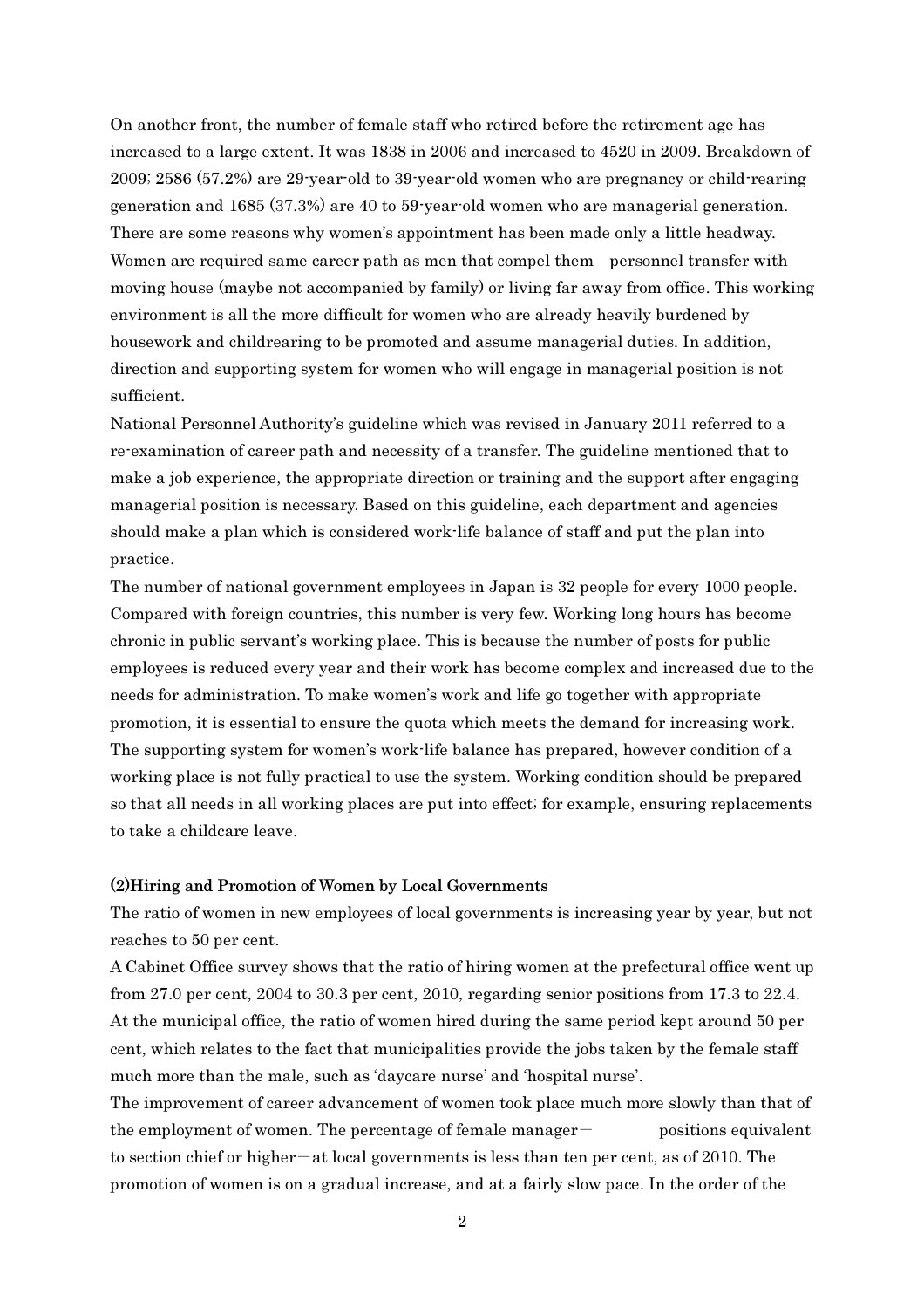On another front, the number of female staff who retired before the retirement age has increased to a large extent. It was 1838 in 2006 and increased to 4520 in 2009. Breakdown of 2009; 2586 (57.2%) are 29-year-old to 39-year-old women who are pregnancy or child-rearing generation and 1685 (37.3%) are 40 to 59-year-old women who are managerial generation.

There are some reasons why women's appointment has been made only a little headway. Women are required same career path as men that compel them personnel transfer with moving house (maybe not accompanied by family) or living far away from office. This working environment is all the more difficult for women who are already heavily burdened by housework and childrearing to be promoted and assume managerial duties. In addition, direction and supporting system for women who will engage in managerial position is not sufficient.

National Personnel Authority's guideline which was revised in January 2011 referred to a re-examination of career path and necessity of a transfer. The guideline mentioned that to make a job experience, the appropriate direction or training and the support after engaging managerial position is necessary. Based on this guideline, each department and agencies should make a plan which is considered work-life balance of staff and put the plan into practice.

The number of national government employees in Japan is 32 people for every 1000 people. Compared with foreign countries, this number is very few. Working long hours has become chronic in public servant's working place. This is because the number of posts for public employees is reduced every year and their work has become complex and increased due to the needs for administration. To make women's work and life go together with appropriate promotion, it is essential to ensure the quota which meets the demand for increasing work. The supporting system for women's work-life balance has prepared, however condition of a working place is not fully practical to use the system. Working condition should be prepared so that all needs in all working places are put into effect; for example, ensuring replacements to take a childcare leave.

### (2)Hiring and Promotion of Women by Local Governments

The ratio of women in new employees of local governments is increasing year by year, but not reaches to 50 per cent.

A Cabinet Office survey shows that the ratio of hiring women at the prefectural office went up from 27.0 per cent, 2004 to 30.3 per cent, 2010, regarding senior positions from 17.3 to 22.4. At the municipal office, the ratio of women hired during the same period kept around 50 per cent, which relates to the fact that municipalities provide the jobs taken by the female staff much more than the male, such as 'daycare nurse' and 'hospital nurse'.

The improvement of career advancement of women took place much more slowly than that of the employment of women. The percentage of female manager— positions equivalent to section chief or higher—at local governments is less than ten per cent, as of 2010. The promotion of women is on a gradual increase, and at a fairly slow pace. In the order of the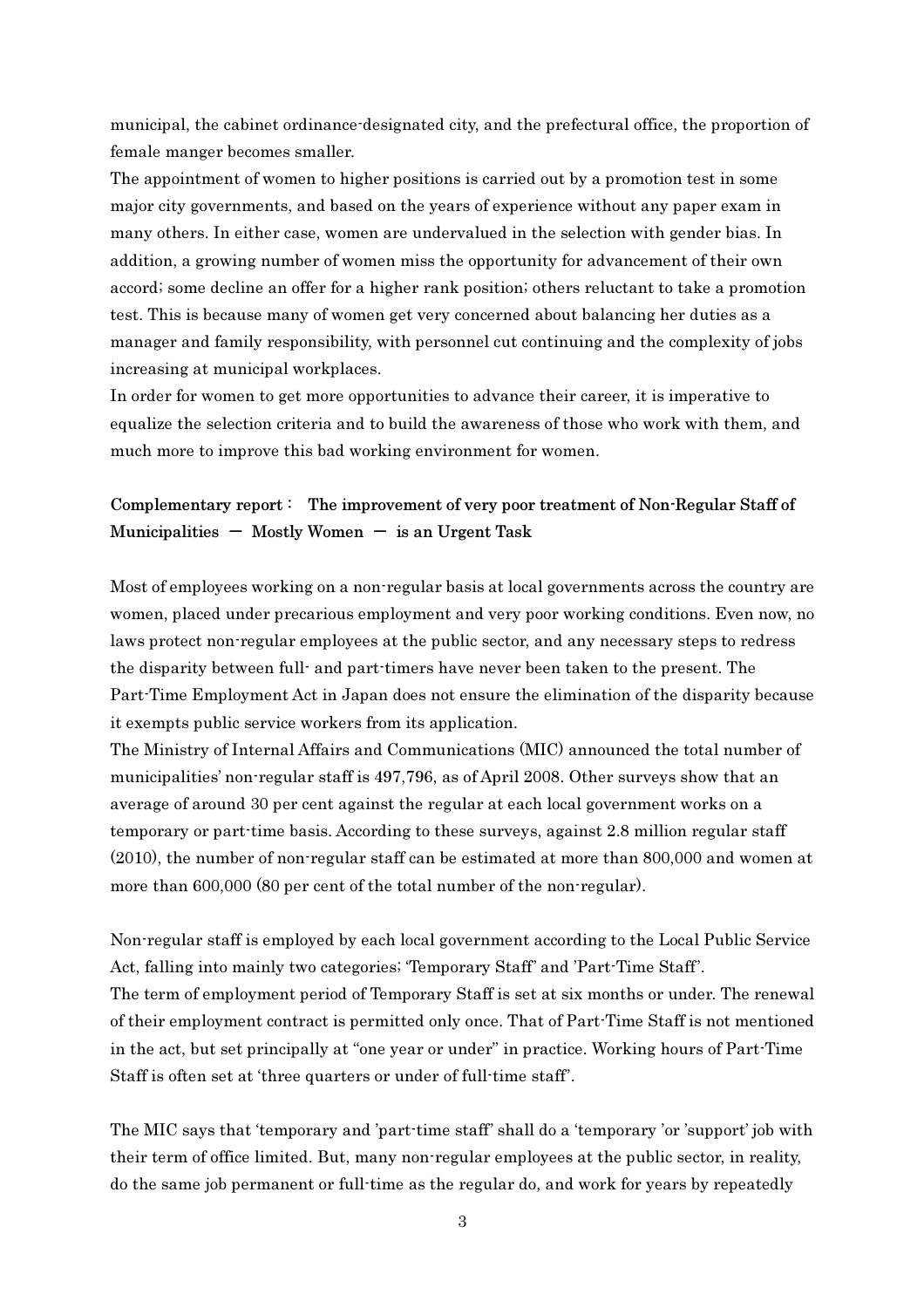municipal, the cabinet ordinance-designated city, and the prefectural office, the proportion of female manger becomes smaller.

The appointment of women to higher positions is carried out by a promotion test in some major city governments, and based on the years of experience without any paper exam in many others. In either case, women are undervalued in the selection with gender bias. In addition, a growing number of women miss the opportunity for advancement of their own accord; some decline an offer for a higher rank position; others reluctant to take a promotion test. This is because many of women get very concerned about balancing her duties as a manager and family responsibility, with personnel cut continuing and the complexity of jobs increasing at municipal workplaces.

In order for women to get more opportunities to advance their career, it is imperative to equalize the selection criteria and to build the awareness of those who work with them, and much more to improve this bad working environment for women.

**Complementary report： The improvement of very poor treatment of Non-Regular Staff of Municipalities － Mostly Women － is an Urgent Task**

Most of employees working on a non-regular basis at local governments across the country are women, placed under precarious employment and very poor working conditions. Even now, no laws protect non-regular employees at the public sector, and any necessary steps to redress the disparity between full- and part-timers have never been taken to the present. The Part-Time Employment Act in Japan does not ensure the elimination of the disparity because it exempts public service workers from its application.

The Ministry of Internal Affairs and Communications (MIC) announced the total number of municipalities' non-regular staff is 497,796, as of April 2008. Other surveys show that an average of around 30 per cent against the regular at each local government works on a temporary or part-time basis. According to these surveys, against 2.8 million regular staff (2010), the number of non-regular staff can be estimated at more than 800,000 and women at more than 600,000 (80 per cent of the total number of the non-regular).

Non-regular staff is employed by each local government according to the Local Public Service Act, falling into mainly two categories; 'Temporary Staff' and 'Part-Time Staff'.

The term of employment period of Temporary Staff is set at six months or under. The renewal of their employment contract is permitted only once. That of Part-Time Staff is not mentioned in the act, but set principally at "one year or under" in practice. Working hours of Part-Time Staff is often set at 'three quarters or under of full-time staff'.

The MIC says that 'temporary and 'part-time staff' shall do a 'temporary 'or 'support' job with their term of office limited. But, many non-regular employees at the public sector, in reality, do the same job permanent or full-time as the regular do, and work for years by repeatedly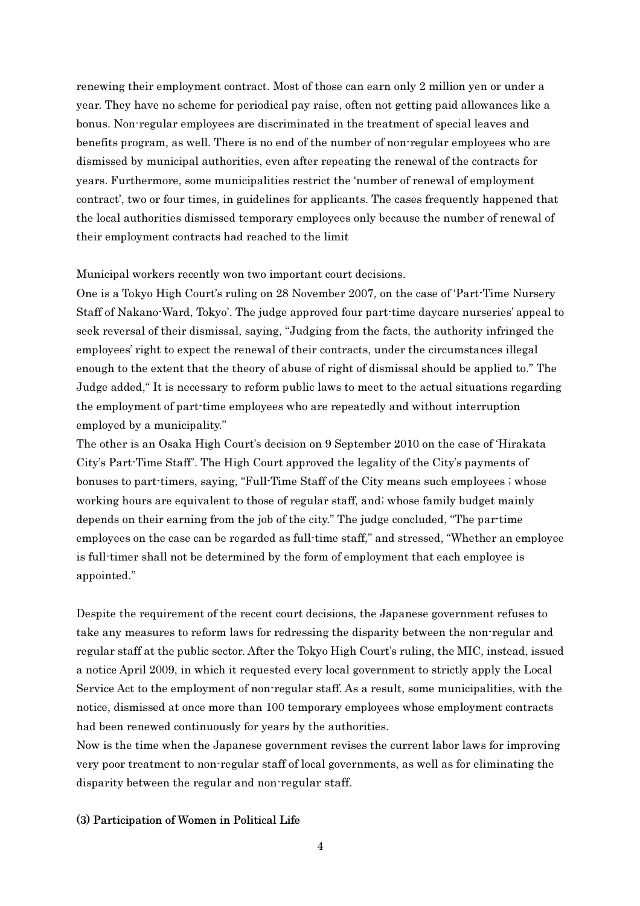renewing their employment contract. Most of those can earn only 2 million yen or under a year. They have no scheme for periodical pay raise, often not getting paid allowances like a bonus. Non-regular employees are discriminated in the treatment of special leaves and benefits program, as well. There is no end of the number of non-regular employees who are dismissed by municipal authorities, even after repeating the renewal of the contracts for years. Furthermore, some municipalities restrict the 'number of renewal of employment contract', two or four times, in guidelines for applicants. The cases frequently happened that the local authorities dismissed temporary employees only because the number of renewal of their employment contracts had reached to the limit

Municipal workers recently won two important court decisions.

One is a Tokyo High Court's ruling on 28 November 2007, on the case of 'Part-Time Nursery Staff of Nakano-Ward, Tokyo'. The judge approved four part-time daycare nurseries' appeal to seek reversal of their dismissal, saying, "Judging from the facts, the authority infringed the employees' right to expect the renewal of their contracts, under the circumstances illegal enough to the extent that the theory of abuse of right of dismissal should be applied to." The Judge added," It is necessary to reform public laws to meet to the actual situations regarding the employment of part-time employees who are repeatedly and without interruption employed by a municipality."

The other is an Osaka High Court's decision on 9 September 2010 on the case of 'Hirakata City's Part-Time Staff'. The High Court approved the legality of the City's payments of bonuses to part-timers, saying, "Full-Time Staff of the City means such employees ; whose working hours are equivalent to those of regular staff, and; whose family budget mainly depends on their earning from the job of the city." The judge concluded, "The par-time employees on the case can be regarded as full-time staff," and stressed, "Whether an employee is full-timer shall not be determined by the form of employment that each employee is appointed."

Despite the requirement of the recent court decisions, the Japanese government refuses to take any measures to reform laws for redressing the disparity between the non-regular and regular staff at the public sector. After the Tokyo High Court's ruling, the MIC, instead, issued a notice April 2009, in which it requested every local government to strictly apply the Local Service Act to the employment of non-regular staff. As a result, some municipalities, with the notice, dismissed at once more than 100 temporary employees whose employment contracts had been renewed continuously for years by the authorities.

Now is the time when the Japanese government revises the current labor laws for improving very poor treatment to non-regular staff of local governments, as well as for eliminating the disparity between the regular and non-regular staff.

**(3) Participation of Women in Political Life**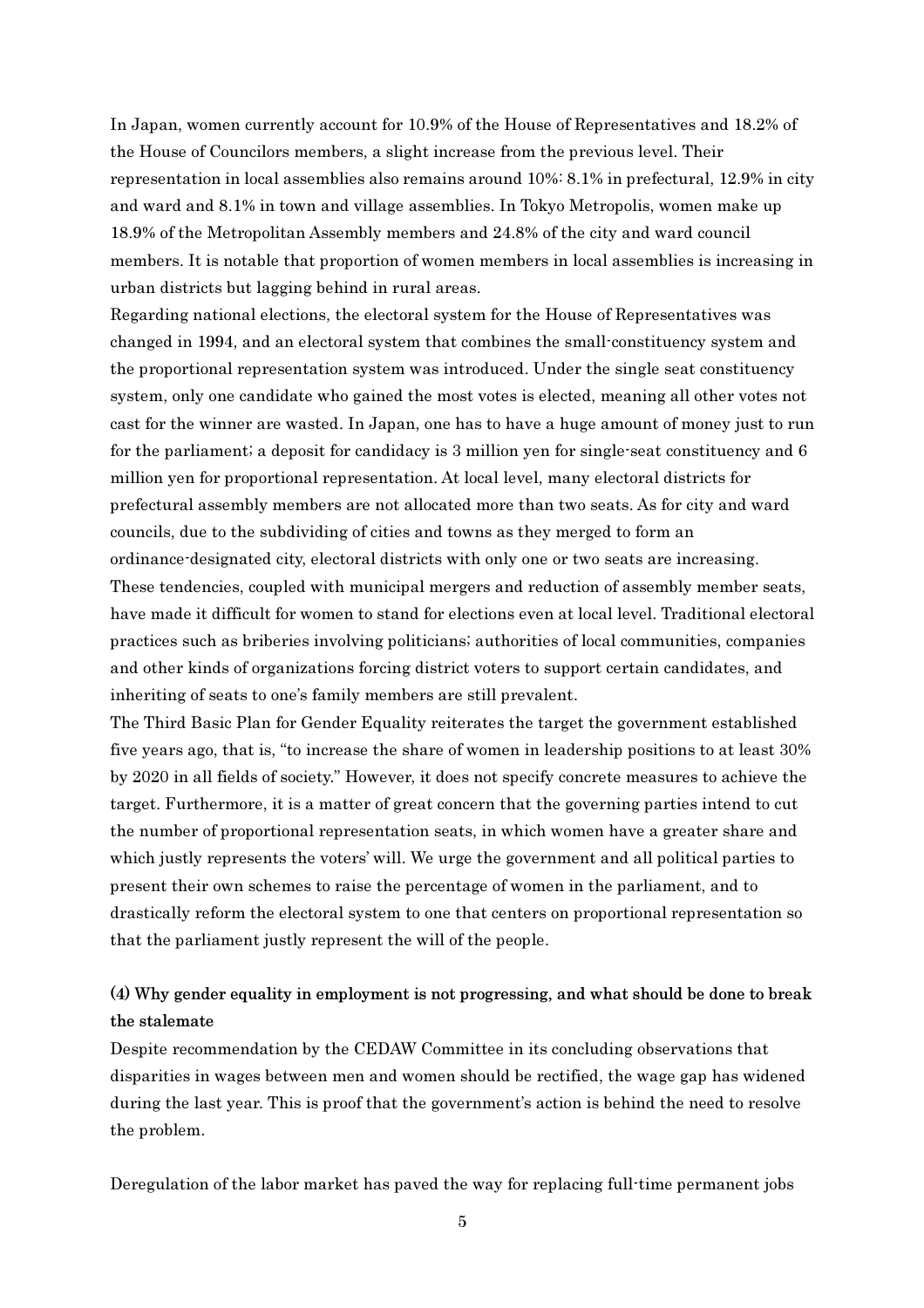In Japan, women currently account for 10.9% of the House of Representatives and 18.2% of the House of Councilors members, a slight increase from the previous level. Their representation in local assemblies also remains around 10%: 8.1% in prefectural, 12.9% in city and ward and 8.1% in town and village assemblies. In Tokyo Metropolis, women make up 18.9% of the Metropolitan Assembly members and 24.8% of the city and ward council members. It is notable that proportion of women members in local assemblies is increasing in urban districts but lagging behind in rural areas.

Regarding national elections, the electoral system for the House of Representatives was changed in 1994, and an electoral system that combines the small-constituency system and the proportional representation system was introduced. Under the single seat constituency system, only one candidate who gained the most votes is elected, meaning all other votes not cast for the winner are wasted. In Japan, one has to have a huge amount of money just to run for the parliament; a deposit for candidacy is 3 million yen for single-seat constituency and 6 million yen for proportional representation. At local level, many electoral districts for prefectural assembly members are not allocated more than two seats. As for city and ward councils, due to the subdividing of cities and towns as they merged to form an ordinance-designated city, electoral districts with only one or two seats are increasing. These tendencies, coupled with municipal mergers and reduction of assembly member seats, have made it difficult for women to stand for elections even at local level. Traditional electoral practices such as briberies involving politicians; authorities of local communities, companies and other kinds of organizations forcing district voters to support certain candidates, and inheriting of seats to one's family members are still prevalent.

The Third Basic Plan for Gender Equality reiterates the target the government established five years ago, that is, "to increase the share of women in leadership positions to at least 30% by 2020 in all fields of society." However, it does not specify concrete measures to achieve the target. Furthermore, it is a matter of great concern that the governing parties intend to cut the number of proportional representation seats, in which women have a greater share and which justly represents the voters' will. We urge the government and all political parties to present their own schemes to raise the percentage of women in the parliament, and to drastically reform the electoral system to one that centers on proportional representation so that the parliament justly represent the will of the people.

### (4) Why gender equality in employment is not progressing, and what should be done to break the stalemate

Despite recommendation by the CEDAW Committee in its concluding observations that disparities in wages between men and women should be rectified, the wage gap has widened during the last year. This is proof that the government's action is behind the need to resolve the problem.

Deregulation of the labor market has paved the way for replacing full-time permanent jobs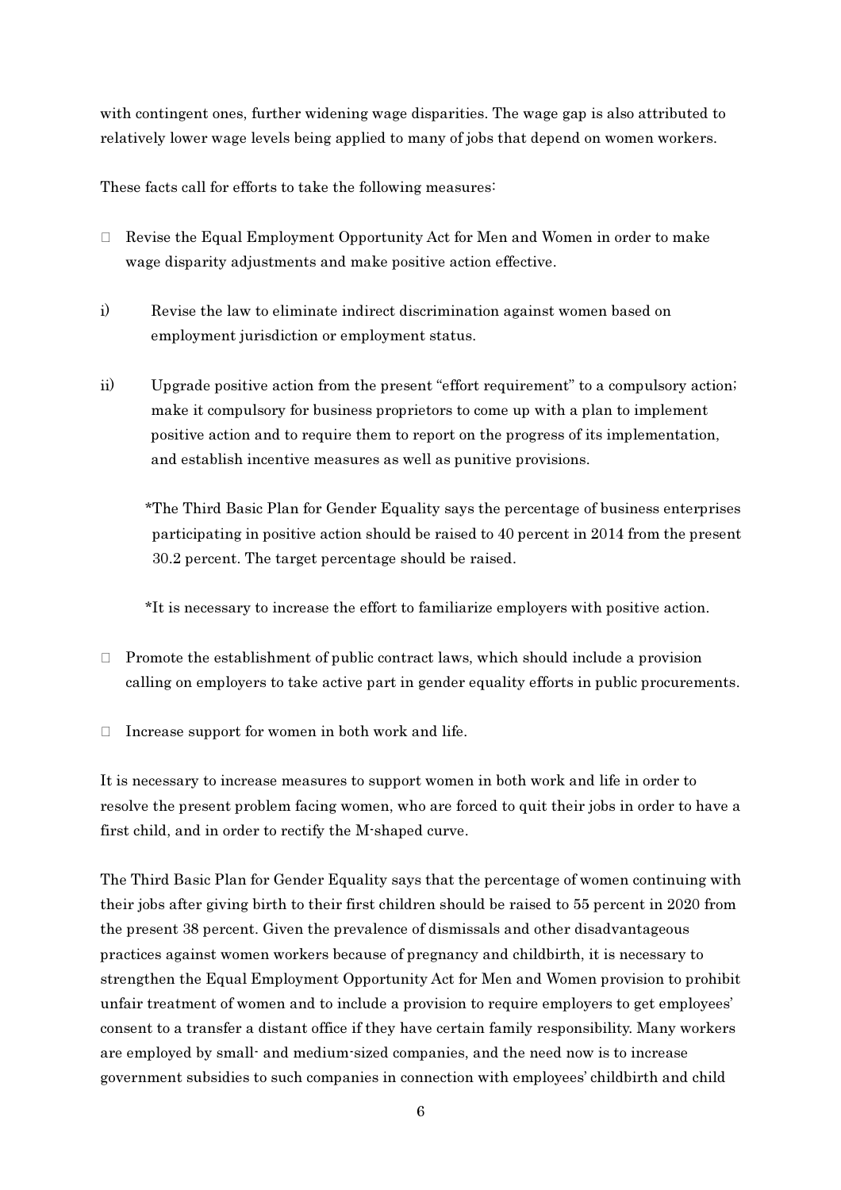with contingent ones, further widening wage disparities. The wage gap is also attributed to relatively lower wage levels being applied to many of jobs that depend on women workers.

These facts call for efforts to take the following measures:

- Revise the Equal Employment Opportunity Act for Men and Women in order to make wage disparity adjustments and make positive action effective.

i) Revise the law to eliminate indirect discrimination against women based on employment jurisdiction or employment status.

ii) Upgrade positive action from the present "effort requirement" to a compulsory action; make it compulsory for business proprietors to come up with a plan to implement positive action and to require them to report on the progress of its implementation, and establish incentive measures as well as punitive provisions.

*The Third Basic Plan for Gender Equality says the percentage of business enterprises participating in positive action should be raised to 40 percent in 2014 from the present 30.2 percent. The target percentage should be raised.

*It is necessary to increase the effort to familiarize employers with positive action.

- Promote the establishment of public contract laws, which should include a provision calling on employers to take active part in gender equality efforts in public procurements.

- Increase support for women in both work and life.

It is necessary to increase measures to support women in both work and life in order to resolve the present problem facing women, who are forced to quit their jobs in order to have a first child, and in order to rectify the M-shaped curve.

The Third Basic Plan for Gender Equality says that the percentage of women continuing with their jobs after giving birth to their first children should be raised to 55 percent in 2020 from the present 38 percent. Given the prevalence of dismissals and other disadvantageous practices against women workers because of pregnancy and childbirth, it is necessary to strengthen the Equal Employment Opportunity Act for Men and Women provision to prohibit unfair treatment of women and to include a provision to require employers to get employees' consent to a transfer a distant office if they have certain family responsibility. Many workers are employed by small- and medium-sized companies, and the need now is to increase government subsidies to such companies in connection with employees' childbirth and child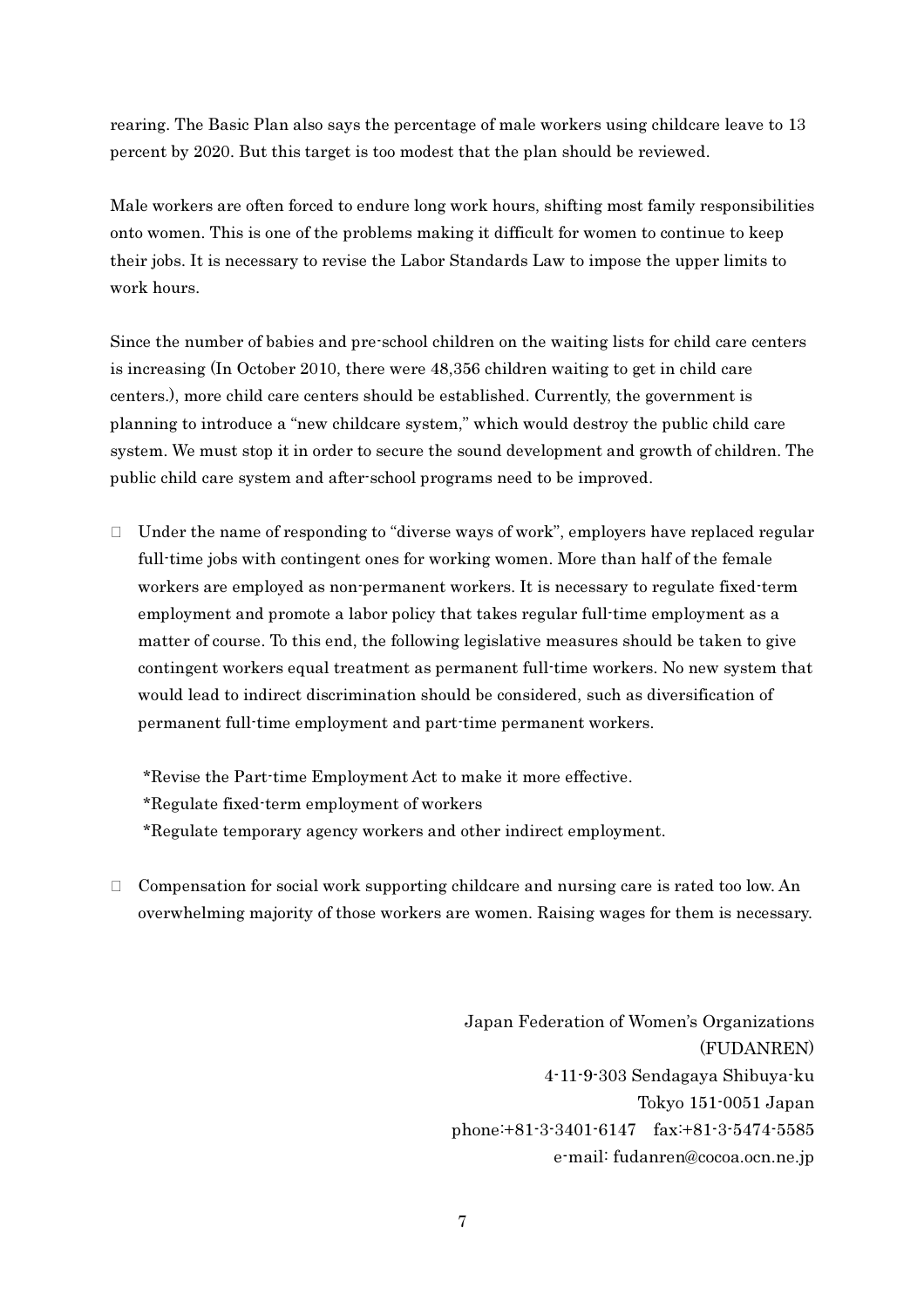rearing. The Basic Plan also says the percentage of male workers using childcare leave to 13 percent by 2020. But this target is too modest that the plan should be reviewed.

Male workers are often forced to endure long work hours, shifting most family responsibilities onto women. This is one of the problems making it difficult for women to continue to keep their jobs. It is necessary to revise the Labor Standards Law to impose the upper limits to work hours.

Since the number of babies and pre-school children on the waiting lists for child care centers is increasing (In October 2010, there were 48,356 children waiting to get in child care centers.), more child care centers should be established. Currently, the government is planning to introduce a "new childcare system," which would destroy the public child care system. We must stop it in order to secure the sound development and growth of children. The public child care system and after-school programs need to be improved.

- Under the name of responding to "diverse ways of work", employers have replaced regular full-time jobs with contingent ones for working women. More than half of the female workers are employed as non-permanent workers. It is necessary to regulate fixed-term employment and promote a labor policy that takes regular full-time employment as a matter of course. To this end, the following legislative measures should be taken to give contingent workers equal treatment as permanent full-time workers. No new system that would lead to indirect discrimination should be considered, such as diversification of permanent full-time employment and part-time permanent workers.

  *Revise the Part-time Employment Act to make it more effective.
  *Regulate fixed-term employment of workers
  *Regulate temporary agency workers and other indirect employment.

- Compensation for social work supporting childcare and nursing care is rated too low. An overwhelming majority of those workers are women. Raising wages for them is necessary.

Japan Federation of Women's Organizations
(FUDANREN)
4-11-9-303 Sendagaya Shibuya-ku
Tokyo 151-0051 Japan
phone:+81-3-3401-6147 fax:+81-3-5474-5585
e-mail: fudanren@cocoa.ocn.ne.jp